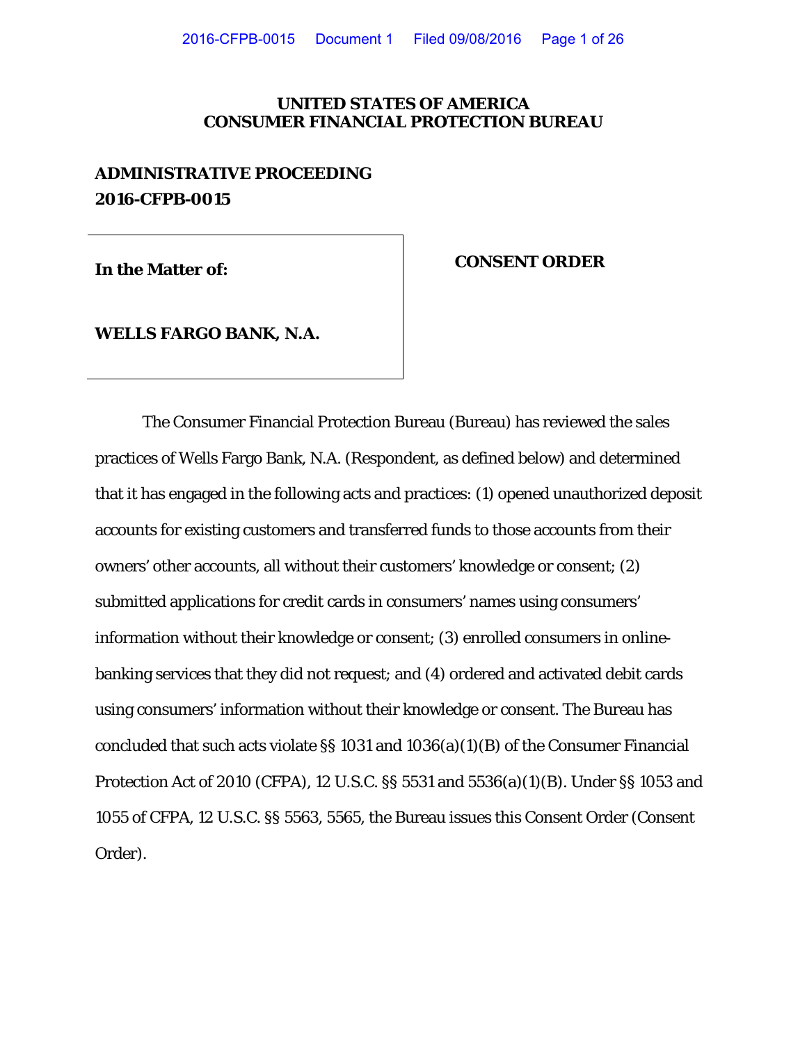**UNITED STATES OF AMERICA**
**CONSUMER FINANCIAL PROTECTION BUREAU**

**ADMINISTRATIVE PROCEEDING**
**2016-CFPB-0015**

| **In the Matter of:** <br><br> **WELLS FARGO BANK, N.A.** | **CONSENT ORDER** |
|---|---|

The Consumer Financial Protection Bureau (Bureau) has reviewed the sales practices of Wells Fargo Bank, N.A. (Respondent, as defined below) and determined that it has engaged in the following acts and practices: (1) opened unauthorized deposit accounts for existing customers and transferred funds to those accounts from their owners' other accounts, all without their customers' knowledge or consent; (2) submitted applications for credit cards in consumers' names using consumers' information without their knowledge or consent; (3) enrolled consumers in online-banking services that they did not request; and (4) ordered and activated debit cards using consumers' information without their knowledge or consent. The Bureau has concluded that such acts violate §§ 1031 and 1036(a)(1)(B) of the Consumer Financial Protection Act of 2010 (CFPA), 12 U.S.C. §§ 5531 and 5536(a)(1)(B). Under §§ 1053 and 1055 of CFPA, 12 U.S.C. §§ 5563, 5565, the Bureau issues this Consent Order (Consent Order).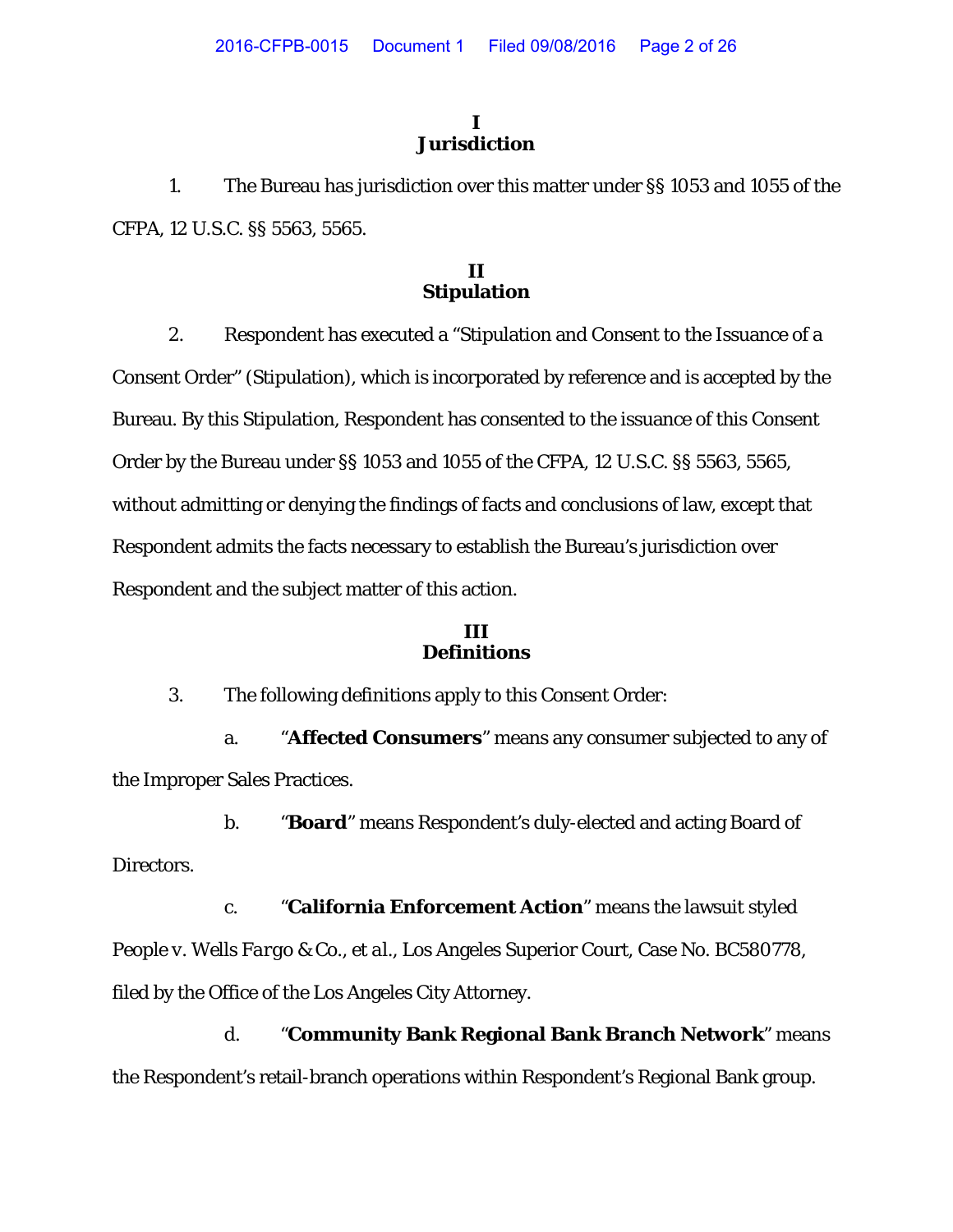## I
## Jurisdiction

1. The Bureau has jurisdiction over this matter under §§ 1053 and 1055 of the CFPA, 12 U.S.C. §§ 5563, 5565.

## II
## Stipulation

2. Respondent has executed a "Stipulation and Consent to the Issuance of a Consent Order" (Stipulation), which is incorporated by reference and is accepted by the Bureau. By this Stipulation, Respondent has consented to the issuance of this Consent Order by the Bureau under §§ 1053 and 1055 of the CFPA, 12 U.S.C. §§ 5563, 5565, without admitting or denying the findings of facts and conclusions of law, except that Respondent admits the facts necessary to establish the Bureau's jurisdiction over Respondent and the subject matter of this action.

## III
## Definitions

3. The following definitions apply to this Consent Order:

a. "**Affected Consumers**" means any consumer subjected to any of the Improper Sales Practices.

b. "**Board**" means Respondent's duly-elected and acting Board of Directors.

c. "**California Enforcement Action**" means the lawsuit styled *People v. Wells Fargo & Co., et al.*, Los Angeles Superior Court, Case No. BC580778, filed by the Office of the Los Angeles City Attorney.

d. "**Community Bank Regional Bank Branch Network**" means the Respondent's retail-branch operations within Respondent's Regional Bank group.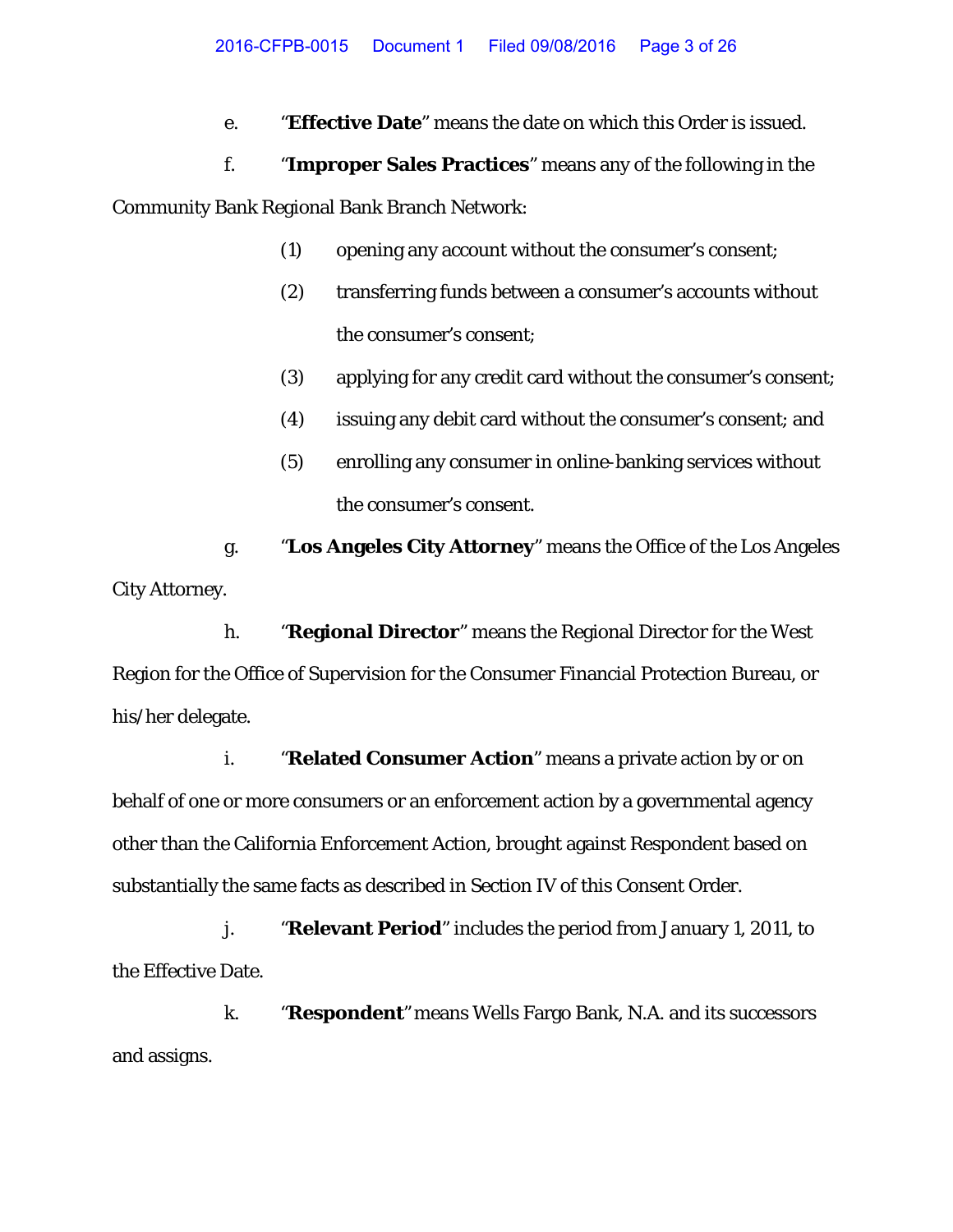e. "**Effective Date**" means the date on which this Order is issued.

f. "**Improper Sales Practices**" means any of the following in the Community Bank Regional Bank Branch Network:

(1) opening any account without the consumer's consent;

(2) transferring funds between a consumer's accounts without the consumer's consent;

(3) applying for any credit card without the consumer's consent;

(4) issuing any debit card without the consumer's consent; and

(5) enrolling any consumer in online-banking services without the consumer's consent.

g. "**Los Angeles City Attorney**" means the Office of the Los Angeles City Attorney.

h. "**Regional Director**" means the Regional Director for the West Region for the Office of Supervision for the Consumer Financial Protection Bureau, or his/her delegate.

i. "**Related Consumer Action**" means a private action by or on behalf of one or more consumers or an enforcement action by a governmental agency other than the California Enforcement Action, brought against Respondent based on substantially the same facts as described in Section IV of this Consent Order.

j. "**Relevant Period**" includes the period from January 1, 2011, to the Effective Date.

k. "**Respondent**" means Wells Fargo Bank, N.A. and its successors and assigns.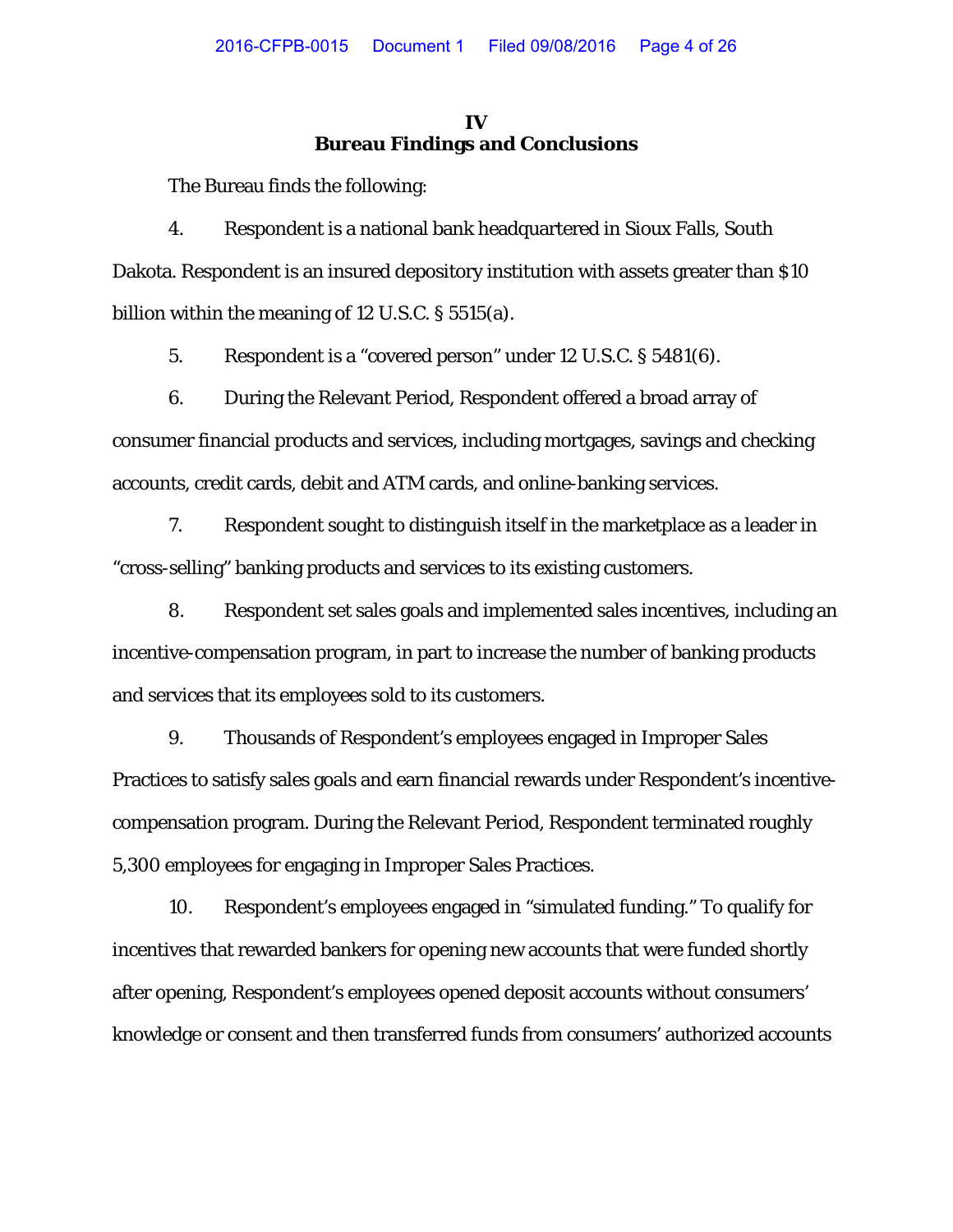## IV
## Bureau Findings and Conclusions

The Bureau finds the following:

4. Respondent is a national bank headquartered in Sioux Falls, South Dakota. Respondent is an insured depository institution with assets greater than $10 billion within the meaning of 12 U.S.C. § 5515(a).

5. Respondent is a "covered person" under 12 U.S.C. § 5481(6).

6. During the Relevant Period, Respondent offered a broad array of consumer financial products and services, including mortgages, savings and checking accounts, credit cards, debit and ATM cards, and online-banking services.

7. Respondent sought to distinguish itself in the marketplace as a leader in "cross-selling" banking products and services to its existing customers.

8. Respondent set sales goals and implemented sales incentives, including an incentive-compensation program, in part to increase the number of banking products and services that its employees sold to its customers.

9. Thousands of Respondent's employees engaged in Improper Sales Practices to satisfy sales goals and earn financial rewards under Respondent's incentive-compensation program. During the Relevant Period, Respondent terminated roughly 5,300 employees for engaging in Improper Sales Practices.

10. Respondent's employees engaged in "simulated funding." To qualify for incentives that rewarded bankers for opening new accounts that were funded shortly after opening, Respondent's employees opened deposit accounts without consumers' knowledge or consent and then transferred funds from consumers' authorized accounts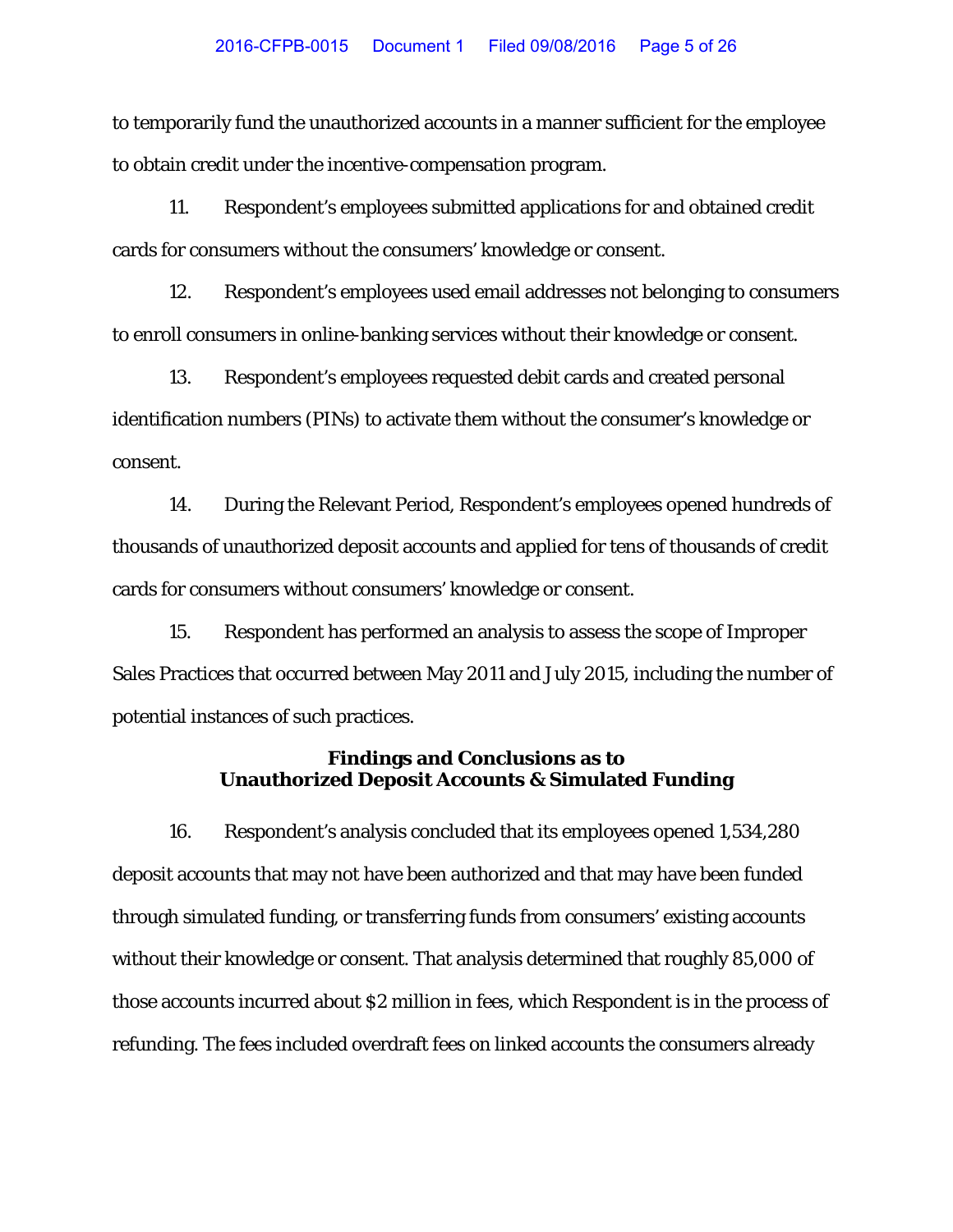to temporarily fund the unauthorized accounts in a manner sufficient for the employee to obtain credit under the incentive-compensation program.

11. Respondent's employees submitted applications for and obtained credit cards for consumers without the consumers' knowledge or consent.

12. Respondent's employees used email addresses not belonging to consumers to enroll consumers in online-banking services without their knowledge or consent.

13. Respondent's employees requested debit cards and created personal identification numbers (PINs) to activate them without the consumer's knowledge or consent.

14. During the Relevant Period, Respondent's employees opened hundreds of thousands of unauthorized deposit accounts and applied for tens of thousands of credit cards for consumers without consumers' knowledge or consent.

15. Respondent has performed an analysis to assess the scope of Improper Sales Practices that occurred between May 2011 and July 2015, including the number of potential instances of such practices.

**Findings and Conclusions as to Unauthorized Deposit Accounts & Simulated Funding**

16. Respondent's analysis concluded that its employees opened 1,534,280 deposit accounts that may not have been authorized and that may have been funded through simulated funding, or transferring funds from consumers' existing accounts without their knowledge or consent. That analysis determined that roughly 85,000 of those accounts incurred about $2 million in fees, which Respondent is in the process of refunding. The fees included overdraft fees on linked accounts the consumers already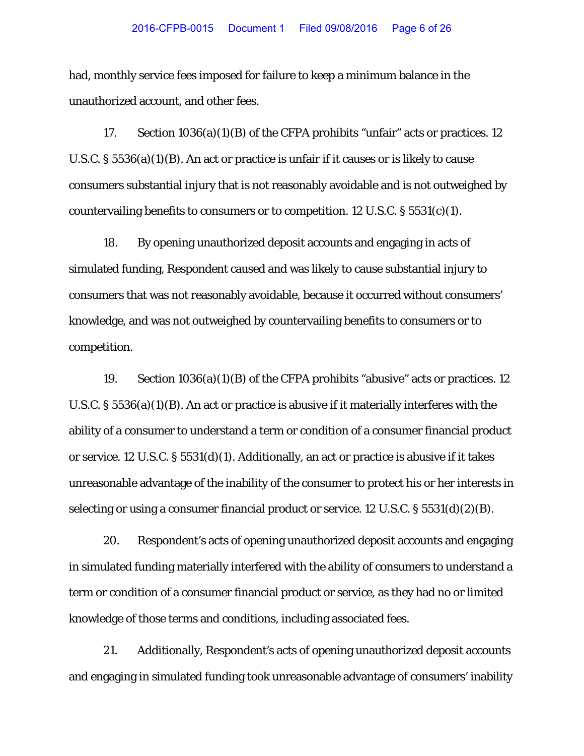had, monthly service fees imposed for failure to keep a minimum balance in the unauthorized account, and other fees.

17. Section 1036(a)(1)(B) of the CFPA prohibits "unfair" acts or practices. 12 U.S.C. § 5536(a)(1)(B). An act or practice is unfair if it causes or is likely to cause consumers substantial injury that is not reasonably avoidable and is not outweighed by countervailing benefits to consumers or to competition. 12 U.S.C. § 5531(c)(1).

18. By opening unauthorized deposit accounts and engaging in acts of simulated funding, Respondent caused and was likely to cause substantial injury to consumers that was not reasonably avoidable, because it occurred without consumers' knowledge, and was not outweighed by countervailing benefits to consumers or to competition.

19. Section 1036(a)(1)(B) of the CFPA prohibits "abusive" acts or practices. 12 U.S.C. § 5536(a)(1)(B). An act or practice is abusive if it materially interferes with the ability of a consumer to understand a term or condition of a consumer financial product or service. 12 U.S.C. § 5531(d)(1). Additionally, an act or practice is abusive if it takes unreasonable advantage of the inability of the consumer to protect his or her interests in selecting or using a consumer financial product or service. 12 U.S.C. § 5531(d)(2)(B).

20. Respondent's acts of opening unauthorized deposit accounts and engaging in simulated funding materially interfered with the ability of consumers to understand a term or condition of a consumer financial product or service, as they had no or limited knowledge of those terms and conditions, including associated fees.

21. Additionally, Respondent's acts of opening unauthorized deposit accounts and engaging in simulated funding took unreasonable advantage of consumers' inability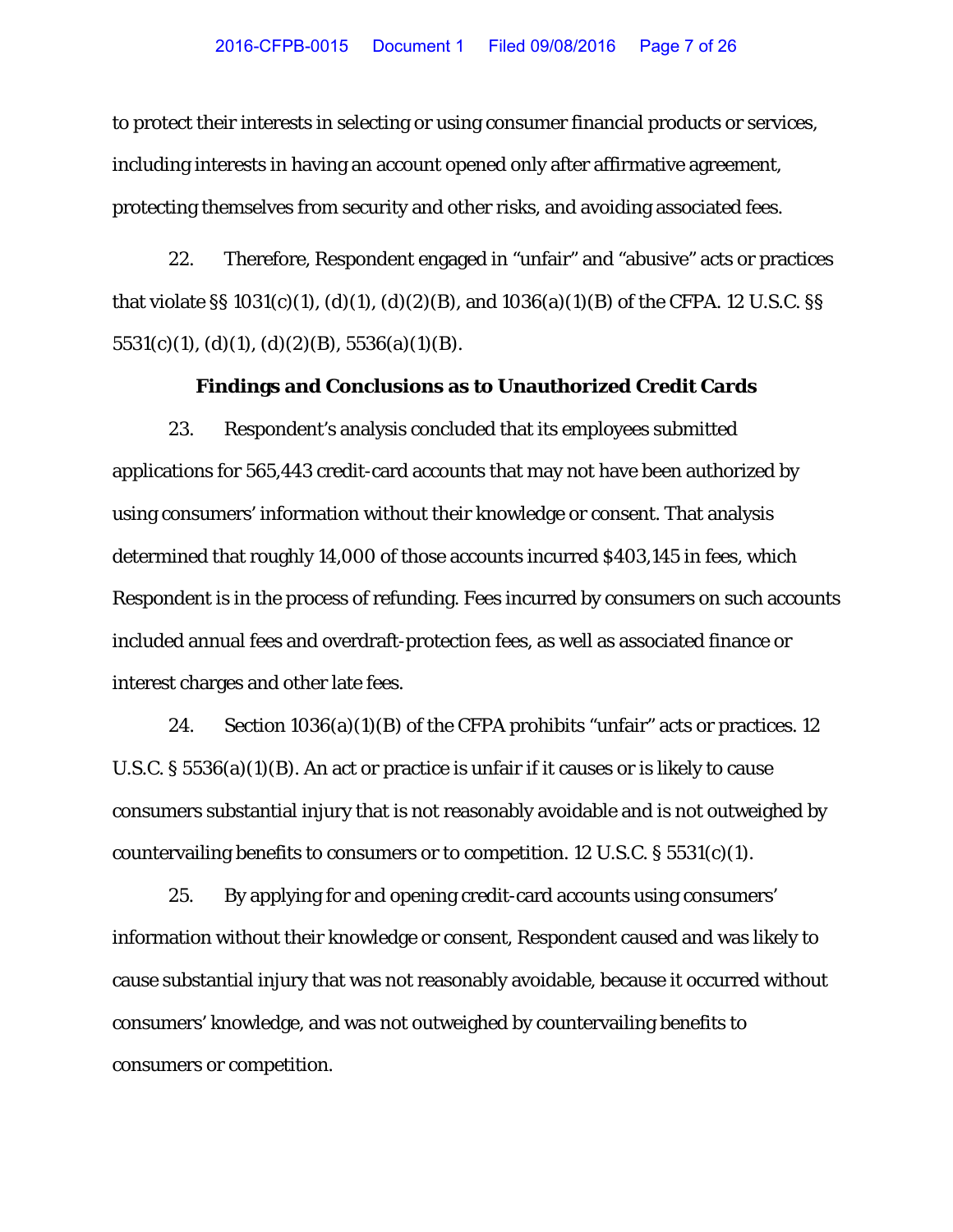to protect their interests in selecting or using consumer financial products or services, including interests in having an account opened only after affirmative agreement, protecting themselves from security and other risks, and avoiding associated fees.

22. Therefore, Respondent engaged in "unfair" and "abusive" acts or practices that violate §§ 1031(c)(1), (d)(1), (d)(2)(B), and 1036(a)(1)(B) of the CFPA. 12 U.S.C. §§ 5531(c)(1), (d)(1), (d)(2)(B), 5536(a)(1)(B).

**Findings and Conclusions as to Unauthorized Credit Cards**

23. Respondent's analysis concluded that its employees submitted applications for 565,443 credit-card accounts that may not have been authorized by using consumers' information without their knowledge or consent. That analysis determined that roughly 14,000 of those accounts incurred $403,145 in fees, which Respondent is in the process of refunding. Fees incurred by consumers on such accounts included annual fees and overdraft-protection fees, as well as associated finance or interest charges and other late fees.

24. Section 1036(a)(1)(B) of the CFPA prohibits "unfair" acts or practices. 12 U.S.C. § 5536(a)(1)(B). An act or practice is unfair if it causes or is likely to cause consumers substantial injury that is not reasonably avoidable and is not outweighed by countervailing benefits to consumers or to competition. 12 U.S.C. § 5531(c)(1).

25. By applying for and opening credit-card accounts using consumers' information without their knowledge or consent, Respondent caused and was likely to cause substantial injury that was not reasonably avoidable, because it occurred without consumers' knowledge, and was not outweighed by countervailing benefits to consumers or competition.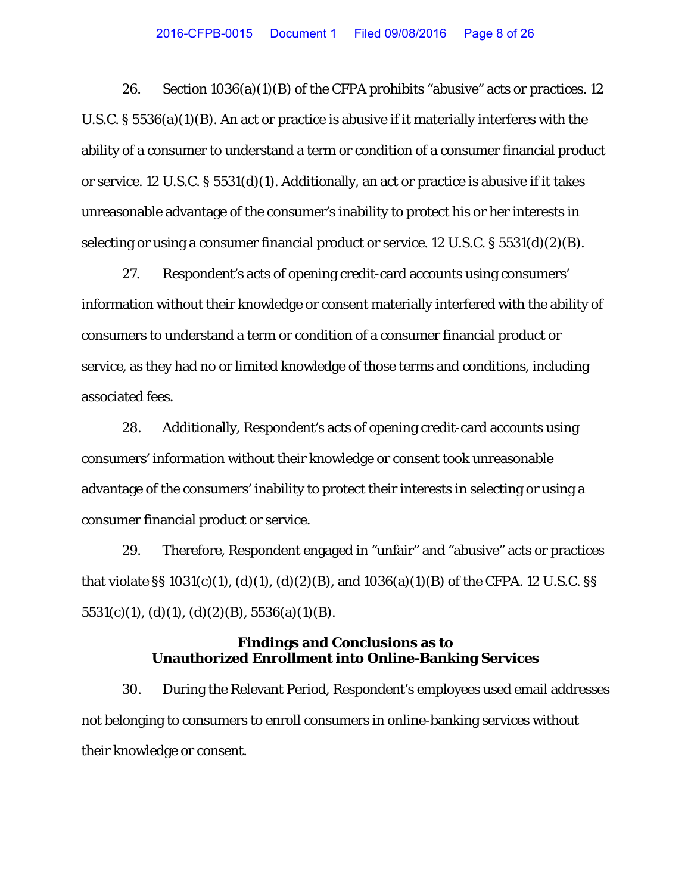26. Section 1036(a)(1)(B) of the CFPA prohibits "abusive" acts or practices. 12 U.S.C. § 5536(a)(1)(B). An act or practice is abusive if it materially interferes with the ability of a consumer to understand a term or condition of a consumer financial product or service. 12 U.S.C. § 5531(d)(1). Additionally, an act or practice is abusive if it takes unreasonable advantage of the consumer's inability to protect his or her interests in selecting or using a consumer financial product or service. 12 U.S.C. § 5531(d)(2)(B).

27. Respondent's acts of opening credit-card accounts using consumers' information without their knowledge or consent materially interfered with the ability of consumers to understand a term or condition of a consumer financial product or service, as they had no or limited knowledge of those terms and conditions, including associated fees.

28. Additionally, Respondent's acts of opening credit-card accounts using consumers' information without their knowledge or consent took unreasonable advantage of the consumers' inability to protect their interests in selecting or using a consumer financial product or service.

29. Therefore, Respondent engaged in "unfair" and "abusive" acts or practices that violate §§ 1031(c)(1), (d)(1), (d)(2)(B), and 1036(a)(1)(B) of the CFPA. 12 U.S.C. §§ 5531(c)(1), (d)(1), (d)(2)(B), 5536(a)(1)(B).

**Findings and Conclusions as to Unauthorized Enrollment into Online-Banking Services**

30. During the Relevant Period, Respondent's employees used email addresses not belonging to consumers to enroll consumers in online-banking services without their knowledge or consent.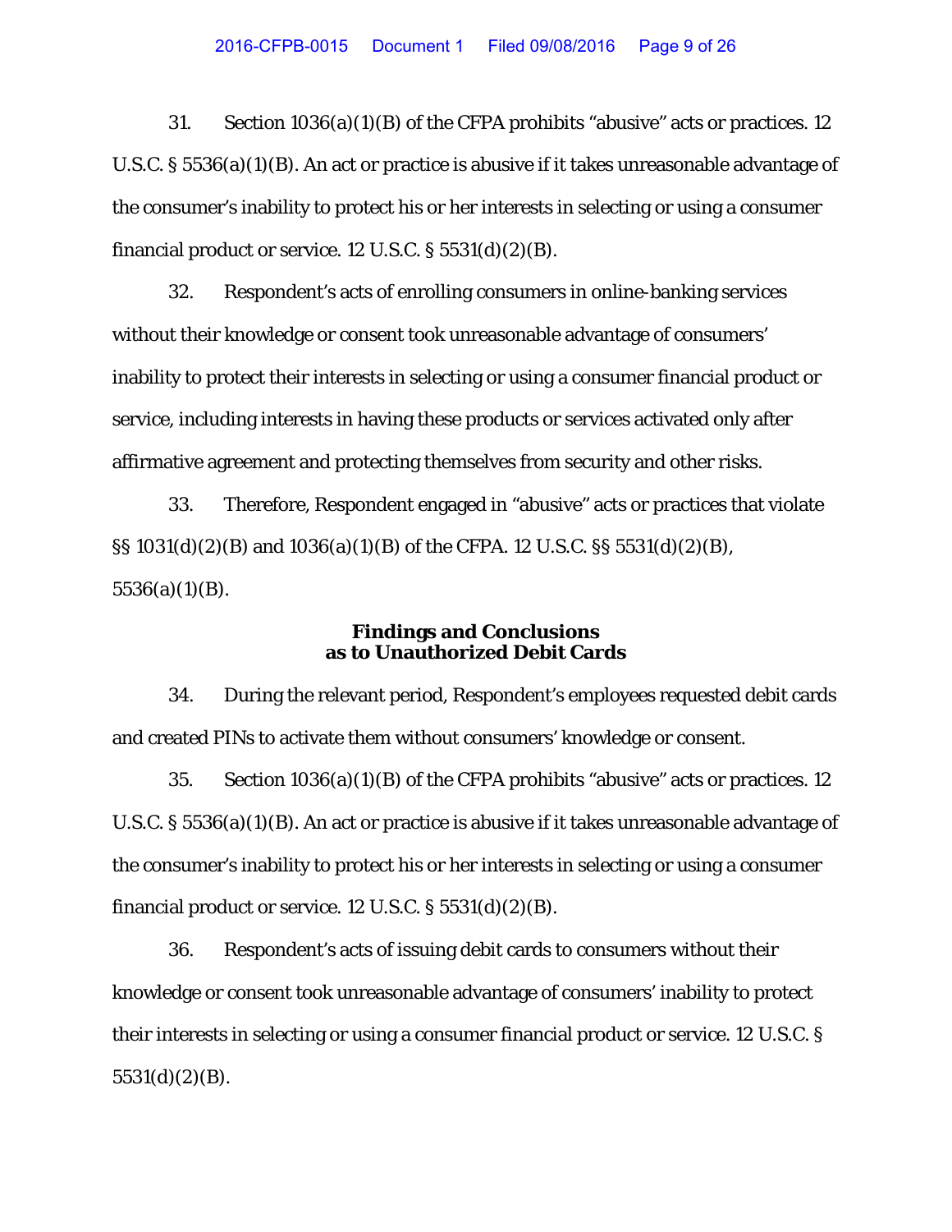31. Section 1036(a)(1)(B) of the CFPA prohibits "abusive" acts or practices. 12 U.S.C. § 5536(a)(1)(B). An act or practice is abusive if it takes unreasonable advantage of the consumer's inability to protect his or her interests in selecting or using a consumer financial product or service. 12 U.S.C. § 5531(d)(2)(B).

32. Respondent's acts of enrolling consumers in online-banking services without their knowledge or consent took unreasonable advantage of consumers' inability to protect their interests in selecting or using a consumer financial product or service, including interests in having these products or services activated only after affirmative agreement and protecting themselves from security and other risks.

33. Therefore, Respondent engaged in "abusive" acts or practices that violate §§ 1031(d)(2)(B) and 1036(a)(1)(B) of the CFPA. 12 U.S.C. §§ 5531(d)(2)(B), 5536(a)(1)(B).

## Findings and Conclusions as to Unauthorized Debit Cards

34. During the relevant period, Respondent's employees requested debit cards and created PINs to activate them without consumers' knowledge or consent.

35. Section 1036(a)(1)(B) of the CFPA prohibits "abusive" acts or practices. 12 U.S.C. § 5536(a)(1)(B). An act or practice is abusive if it takes unreasonable advantage of the consumer's inability to protect his or her interests in selecting or using a consumer financial product or service. 12 U.S.C. § 5531(d)(2)(B).

36. Respondent's acts of issuing debit cards to consumers without their knowledge or consent took unreasonable advantage of consumers' inability to protect their interests in selecting or using a consumer financial product or service. 12 U.S.C. § 5531(d)(2)(B).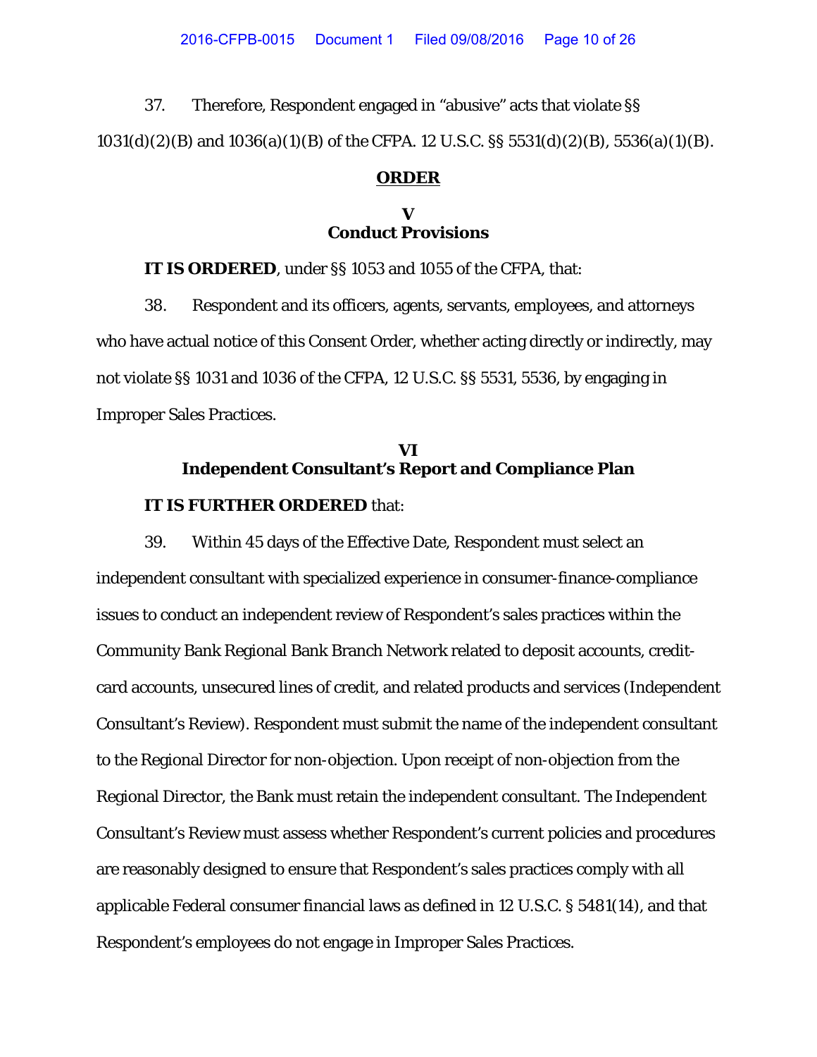37. Therefore, Respondent engaged in "abusive" acts that violate §§ 1031(d)(2)(B) and 1036(a)(1)(B) of the CFPA. 12 U.S.C. §§ 5531(d)(2)(B), 5536(a)(1)(B).

## ORDER

### V
### Conduct Provisions

**IT IS ORDERED**, under §§ 1053 and 1055 of the CFPA, that:

38. Respondent and its officers, agents, servants, employees, and attorneys who have actual notice of this Consent Order, whether acting directly or indirectly, may not violate §§ 1031 and 1036 of the CFPA, 12 U.S.C. §§ 5531, 5536, by engaging in Improper Sales Practices.

### VI
### Independent Consultant's Report and Compliance Plan

**IT IS FURTHER ORDERED** that:

39. Within 45 days of the Effective Date, Respondent must select an independent consultant with specialized experience in consumer-finance-compliance issues to conduct an independent review of Respondent's sales practices within the Community Bank Regional Bank Branch Network related to deposit accounts, credit-card accounts, unsecured lines of credit, and related products and services (Independent Consultant's Review). Respondent must submit the name of the independent consultant to the Regional Director for non-objection. Upon receipt of non-objection from the Regional Director, the Bank must retain the independent consultant. The Independent Consultant's Review must assess whether Respondent's current policies and procedures are reasonably designed to ensure that Respondent's sales practices comply with all applicable Federal consumer financial laws as defined in 12 U.S.C. § 5481(14), and that Respondent's employees do not engage in Improper Sales Practices.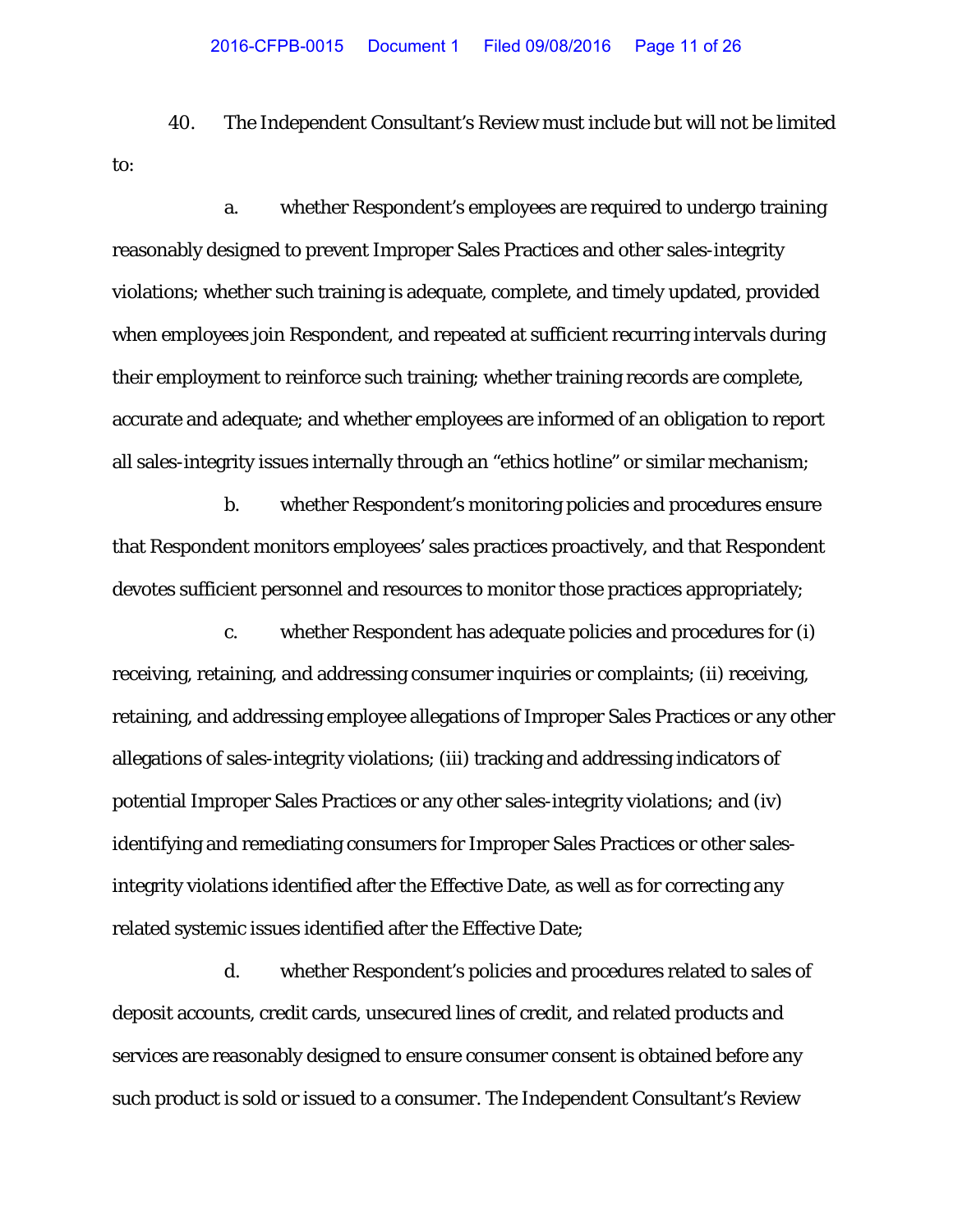40. The Independent Consultant's Review must include but will not be limited to:

a. whether Respondent's employees are required to undergo training reasonably designed to prevent Improper Sales Practices and other sales-integrity violations; whether such training is adequate, complete, and timely updated, provided when employees join Respondent, and repeated at sufficient recurring intervals during their employment to reinforce such training; whether training records are complete, accurate and adequate; and whether employees are informed of an obligation to report all sales-integrity issues internally through an "ethics hotline" or similar mechanism;

b. whether Respondent's monitoring policies and procedures ensure that Respondent monitors employees' sales practices proactively, and that Respondent devotes sufficient personnel and resources to monitor those practices appropriately;

c. whether Respondent has adequate policies and procedures for (i) receiving, retaining, and addressing consumer inquiries or complaints; (ii) receiving, retaining, and addressing employee allegations of Improper Sales Practices or any other allegations of sales-integrity violations; (iii) tracking and addressing indicators of potential Improper Sales Practices or any other sales-integrity violations; and (iv) identifying and remediating consumers for Improper Sales Practices or other sales-integrity violations identified after the Effective Date, as well as for correcting any related systemic issues identified after the Effective Date;

d. whether Respondent's policies and procedures related to sales of deposit accounts, credit cards, unsecured lines of credit, and related products and services are reasonably designed to ensure consumer consent is obtained before any such product is sold or issued to a consumer. The Independent Consultant's Review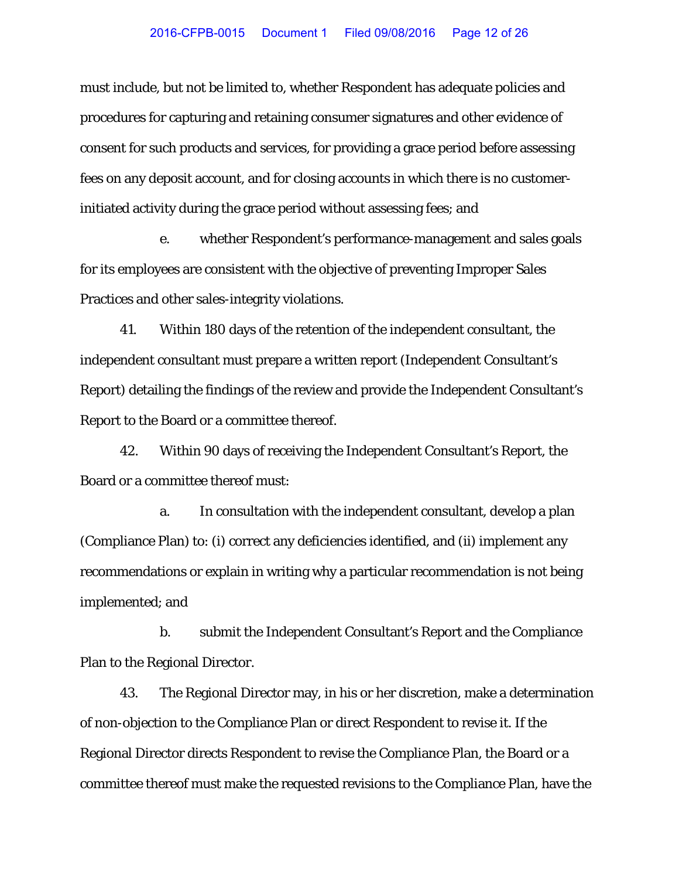must include, but not be limited to, whether Respondent has adequate policies and procedures for capturing and retaining consumer signatures and other evidence of consent for such products and services, for providing a grace period before assessing fees on any deposit account, and for closing accounts in which there is no customer-initiated activity during the grace period without assessing fees; and

e. whether Respondent's performance-management and sales goals for its employees are consistent with the objective of preventing Improper Sales Practices and other sales-integrity violations.

41. Within 180 days of the retention of the independent consultant, the independent consultant must prepare a written report (Independent Consultant's Report) detailing the findings of the review and provide the Independent Consultant's Report to the Board or a committee thereof.

42. Within 90 days of receiving the Independent Consultant's Report, the Board or a committee thereof must:

a. In consultation with the independent consultant, develop a plan (Compliance Plan) to: (i) correct any deficiencies identified, and (ii) implement any recommendations or explain in writing why a particular recommendation is not being implemented; and

b. submit the Independent Consultant's Report and the Compliance Plan to the Regional Director.

43. The Regional Director may, in his or her discretion, make a determination of non-objection to the Compliance Plan or direct Respondent to revise it. If the Regional Director directs Respondent to revise the Compliance Plan, the Board or a committee thereof must make the requested revisions to the Compliance Plan, have the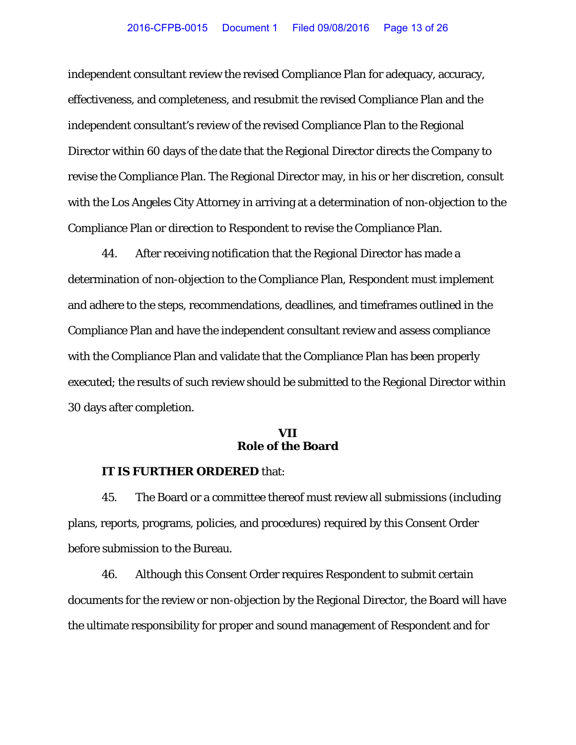independent consultant review the revised Compliance Plan for adequacy, accuracy, effectiveness, and completeness, and resubmit the revised Compliance Plan and the independent consultant's review of the revised Compliance Plan to the Regional Director within 60 days of the date that the Regional Director directs the Company to revise the Compliance Plan. The Regional Director may, in his or her discretion, consult with the Los Angeles City Attorney in arriving at a determination of non-objection to the Compliance Plan or direction to Respondent to revise the Compliance Plan.

44. After receiving notification that the Regional Director has made a determination of non-objection to the Compliance Plan, Respondent must implement and adhere to the steps, recommendations, deadlines, and timeframes outlined in the Compliance Plan and have the independent consultant review and assess compliance with the Compliance Plan and validate that the Compliance Plan has been properly executed; the results of such review should be submitted to the Regional Director within 30 days after completion.

## VII
## Role of the Board

**IT IS FURTHER ORDERED** that:

45. The Board or a committee thereof must review all submissions (including plans, reports, programs, policies, and procedures) required by this Consent Order before submission to the Bureau.

46. Although this Consent Order requires Respondent to submit certain documents for the review or non-objection by the Regional Director, the Board will have the ultimate responsibility for proper and sound management of Respondent and for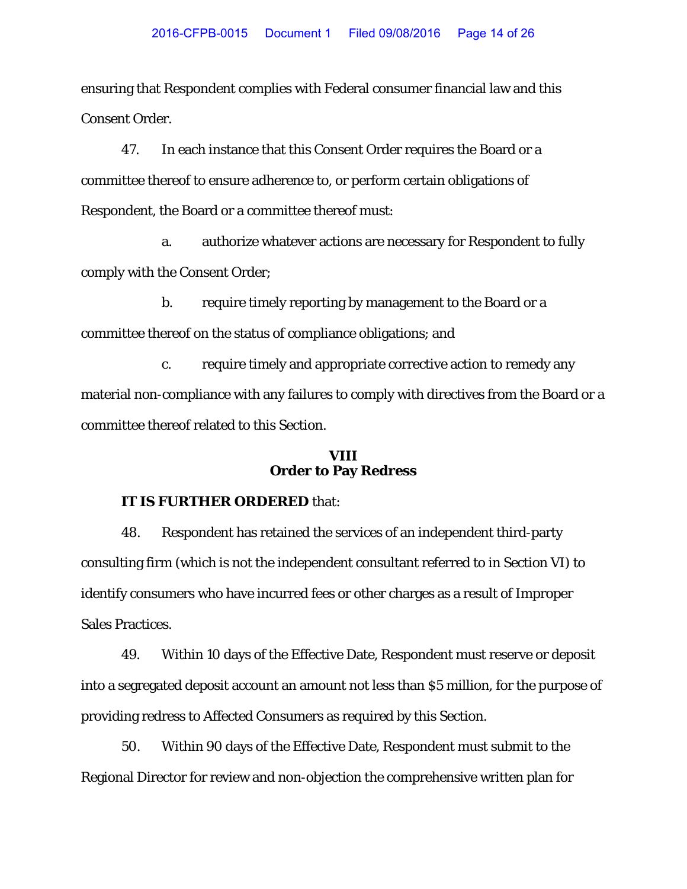ensuring that Respondent complies with Federal consumer financial law and this Consent Order.

47. In each instance that this Consent Order requires the Board or a committee thereof to ensure adherence to, or perform certain obligations of Respondent, the Board or a committee thereof must:

a. authorize whatever actions are necessary for Respondent to fully comply with the Consent Order;

b. require timely reporting by management to the Board or a committee thereof on the status of compliance obligations; and

c. require timely and appropriate corrective action to remedy any material non-compliance with any failures to comply with directives from the Board or a committee thereof related to this Section.

## VIII
## Order to Pay Redress

**IT IS FURTHER ORDERED** that:

48. Respondent has retained the services of an independent third-party consulting firm (which is not the independent consultant referred to in Section VI) to identify consumers who have incurred fees or other charges as a result of Improper Sales Practices.

49. Within 10 days of the Effective Date, Respondent must reserve or deposit into a segregated deposit account an amount not less than $5 million, for the purpose of providing redress to Affected Consumers as required by this Section.

50. Within 90 days of the Effective Date, Respondent must submit to the Regional Director for review and non-objection the comprehensive written plan for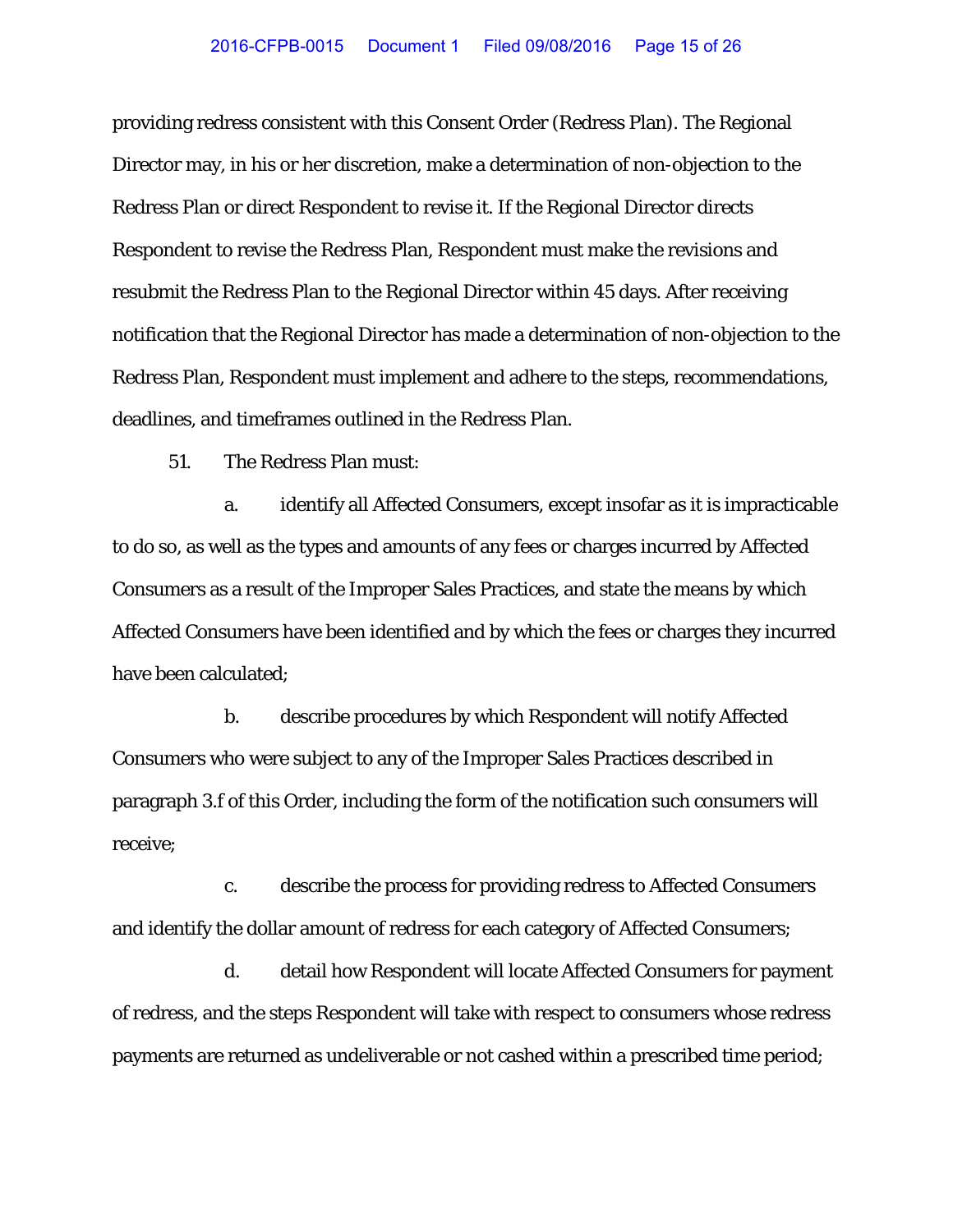providing redress consistent with this Consent Order (Redress Plan). The Regional Director may, in his or her discretion, make a determination of non-objection to the Redress Plan or direct Respondent to revise it. If the Regional Director directs Respondent to revise the Redress Plan, Respondent must make the revisions and resubmit the Redress Plan to the Regional Director within 45 days. After receiving notification that the Regional Director has made a determination of non-objection to the Redress Plan, Respondent must implement and adhere to the steps, recommendations, deadlines, and timeframes outlined in the Redress Plan.

51. The Redress Plan must:

a. identify all Affected Consumers, except insofar as it is impracticable to do so, as well as the types and amounts of any fees or charges incurred by Affected Consumers as a result of the Improper Sales Practices, and state the means by which Affected Consumers have been identified and by which the fees or charges they incurred have been calculated;

b. describe procedures by which Respondent will notify Affected Consumers who were subject to any of the Improper Sales Practices described in paragraph 3.f of this Order, including the form of the notification such consumers will receive;

c. describe the process for providing redress to Affected Consumers and identify the dollar amount of redress for each category of Affected Consumers;

d. detail how Respondent will locate Affected Consumers for payment of redress, and the steps Respondent will take with respect to consumers whose redress payments are returned as undeliverable or not cashed within a prescribed time period;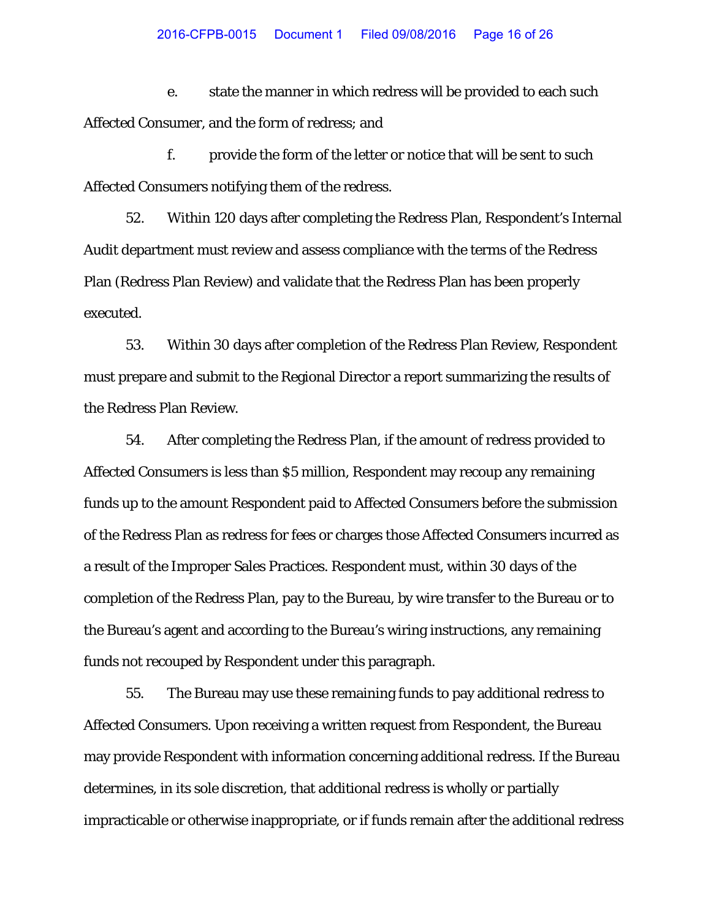e. state the manner in which redress will be provided to each such Affected Consumer, and the form of redress; and

f. provide the form of the letter or notice that will be sent to such Affected Consumers notifying them of the redress.

52. Within 120 days after completing the Redress Plan, Respondent's Internal Audit department must review and assess compliance with the terms of the Redress Plan (Redress Plan Review) and validate that the Redress Plan has been properly executed.

53. Within 30 days after completion of the Redress Plan Review, Respondent must prepare and submit to the Regional Director a report summarizing the results of the Redress Plan Review.

54. After completing the Redress Plan, if the amount of redress provided to Affected Consumers is less than $5 million, Respondent may recoup any remaining funds up to the amount Respondent paid to Affected Consumers before the submission of the Redress Plan as redress for fees or charges those Affected Consumers incurred as a result of the Improper Sales Practices. Respondent must, within 30 days of the completion of the Redress Plan, pay to the Bureau, by wire transfer to the Bureau or to the Bureau's agent and according to the Bureau's wiring instructions, any remaining funds not recouped by Respondent under this paragraph.

55. The Bureau may use these remaining funds to pay additional redress to Affected Consumers. Upon receiving a written request from Respondent, the Bureau may provide Respondent with information concerning additional redress. If the Bureau determines, in its sole discretion, that additional redress is wholly or partially impracticable or otherwise inappropriate, or if funds remain after the additional redress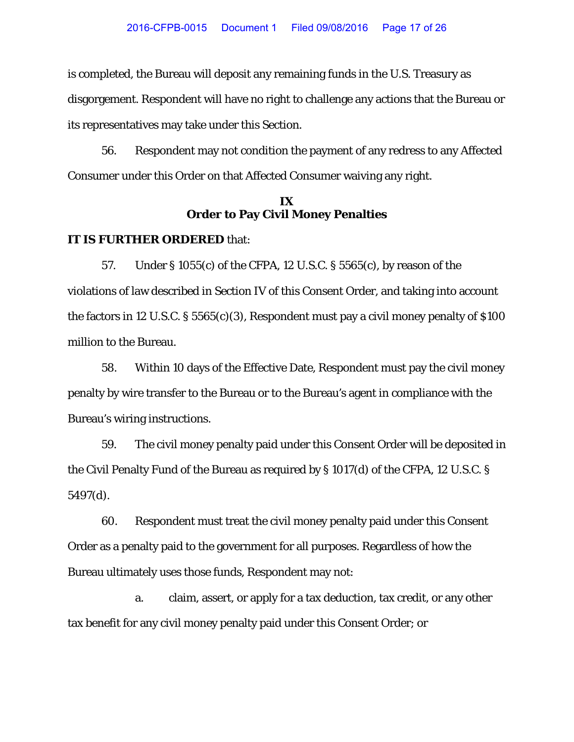is completed, the Bureau will deposit any remaining funds in the U.S. Treasury as disgorgement. Respondent will have no right to challenge any actions that the Bureau or its representatives may take under this Section.

56. Respondent may not condition the payment of any redress to any Affected Consumer under this Order on that Affected Consumer waiving any right.

## IX
## Order to Pay Civil Money Penalties

**IT IS FURTHER ORDERED** that:

57. Under § 1055(c) of the CFPA, 12 U.S.C. § 5565(c), by reason of the violations of law described in Section IV of this Consent Order, and taking into account the factors in 12 U.S.C. § 5565(c)(3), Respondent must pay a civil money penalty of $100 million to the Bureau.

58. Within 10 days of the Effective Date, Respondent must pay the civil money penalty by wire transfer to the Bureau or to the Bureau's agent in compliance with the Bureau's wiring instructions.

59. The civil money penalty paid under this Consent Order will be deposited in the Civil Penalty Fund of the Bureau as required by § 1017(d) of the CFPA, 12 U.S.C. § 5497(d).

60. Respondent must treat the civil money penalty paid under this Consent Order as a penalty paid to the government for all purposes. Regardless of how the Bureau ultimately uses those funds, Respondent may not:

a. claim, assert, or apply for a tax deduction, tax credit, or any other tax benefit for any civil money penalty paid under this Consent Order; or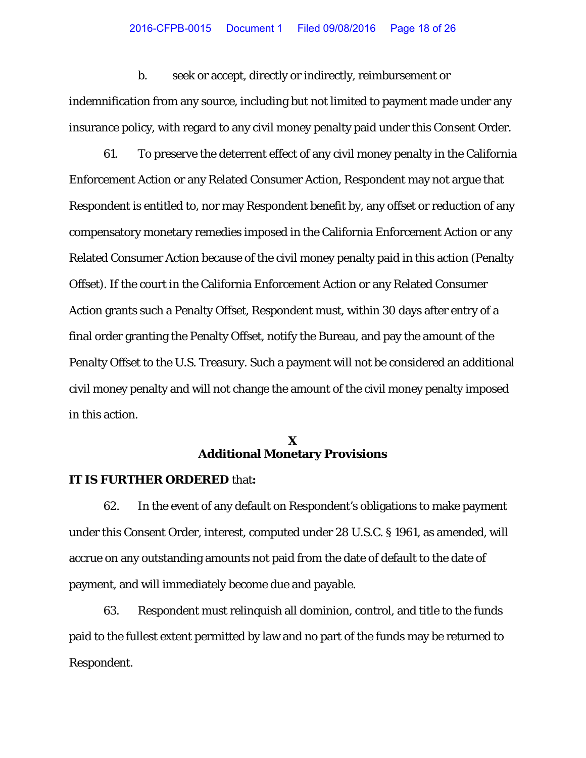b. seek or accept, directly or indirectly, reimbursement or indemnification from any source, including but not limited to payment made under any insurance policy, with regard to any civil money penalty paid under this Consent Order.

61. To preserve the deterrent effect of any civil money penalty in the California Enforcement Action or any Related Consumer Action, Respondent may not argue that Respondent is entitled to, nor may Respondent benefit by, any offset or reduction of any compensatory monetary remedies imposed in the California Enforcement Action or any Related Consumer Action because of the civil money penalty paid in this action (Penalty Offset). If the court in the California Enforcement Action or any Related Consumer Action grants such a Penalty Offset, Respondent must, within 30 days after entry of a final order granting the Penalty Offset, notify the Bureau, and pay the amount of the Penalty Offset to the U.S. Treasury. Such a payment will not be considered an additional civil money penalty and will not change the amount of the civil money penalty imposed in this action.

## X
## Additional Monetary Provisions

**IT IS FURTHER ORDERED** that**:**

62. In the event of any default on Respondent's obligations to make payment under this Consent Order, interest, computed under 28 U.S.C. § 1961, as amended, will accrue on any outstanding amounts not paid from the date of default to the date of payment, and will immediately become due and payable.

63. Respondent must relinquish all dominion, control, and title to the funds paid to the fullest extent permitted by law and no part of the funds may be returned to Respondent.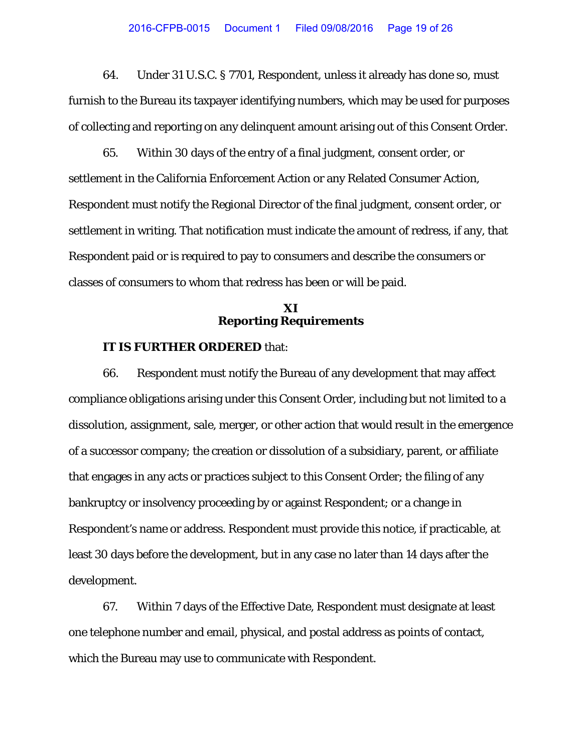64. Under 31 U.S.C. § 7701, Respondent, unless it already has done so, must furnish to the Bureau its taxpayer identifying numbers, which may be used for purposes of collecting and reporting on any delinquent amount arising out of this Consent Order.

65. Within 30 days of the entry of a final judgment, consent order, or settlement in the California Enforcement Action or any Related Consumer Action, Respondent must notify the Regional Director of the final judgment, consent order, or settlement in writing. That notification must indicate the amount of redress, if any, that Respondent paid or is required to pay to consumers and describe the consumers or classes of consumers to whom that redress has been or will be paid.

## XI
## Reporting Requirements

**IT IS FURTHER ORDERED** that:

66. Respondent must notify the Bureau of any development that may affect compliance obligations arising under this Consent Order, including but not limited to a dissolution, assignment, sale, merger, or other action that would result in the emergence of a successor company; the creation or dissolution of a subsidiary, parent, or affiliate that engages in any acts or practices subject to this Consent Order; the filing of any bankruptcy or insolvency proceeding by or against Respondent; or a change in Respondent's name or address. Respondent must provide this notice, if practicable, at least 30 days before the development, but in any case no later than 14 days after the development.

67. Within 7 days of the Effective Date, Respondent must designate at least one telephone number and email, physical, and postal address as points of contact, which the Bureau may use to communicate with Respondent.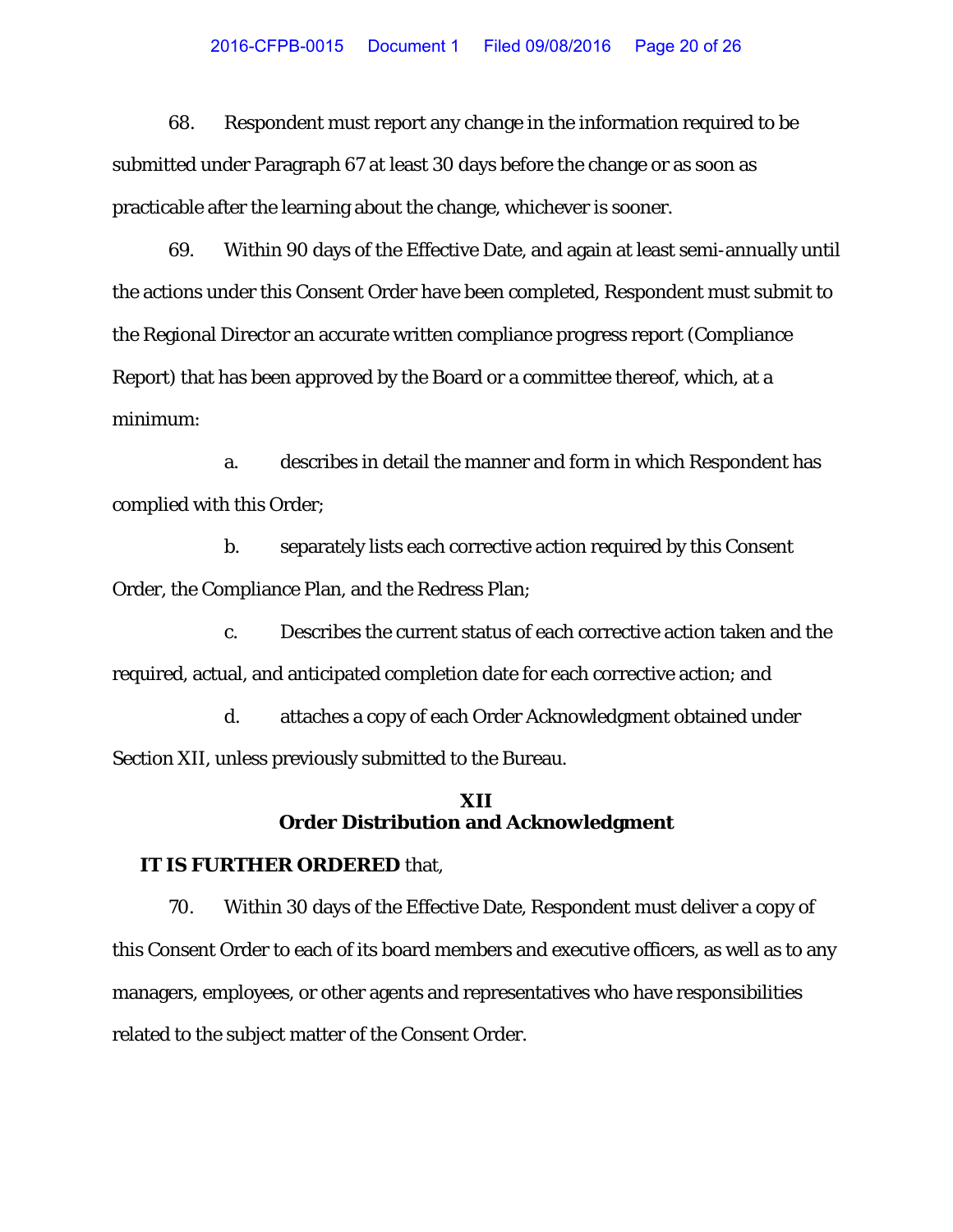68. Respondent must report any change in the information required to be submitted under Paragraph 67 at least 30 days before the change or as soon as practicable after the learning about the change, whichever is sooner.

69. Within 90 days of the Effective Date, and again at least semi-annually until the actions under this Consent Order have been completed, Respondent must submit to the Regional Director an accurate written compliance progress report (Compliance Report) that has been approved by the Board or a committee thereof, which, at a minimum:

a. describes in detail the manner and form in which Respondent has complied with this Order;

b. separately lists each corrective action required by this Consent Order, the Compliance Plan, and the Redress Plan;

c. Describes the current status of each corrective action taken and the required, actual, and anticipated completion date for each corrective action; and

d. attaches a copy of each Order Acknowledgment obtained under Section XII, unless previously submitted to the Bureau.

## XII
## Order Distribution and Acknowledgment

**IT IS FURTHER ORDERED** that,

70. Within 30 days of the Effective Date, Respondent must deliver a copy of this Consent Order to each of its board members and executive officers, as well as to any managers, employees, or other agents and representatives who have responsibilities related to the subject matter of the Consent Order.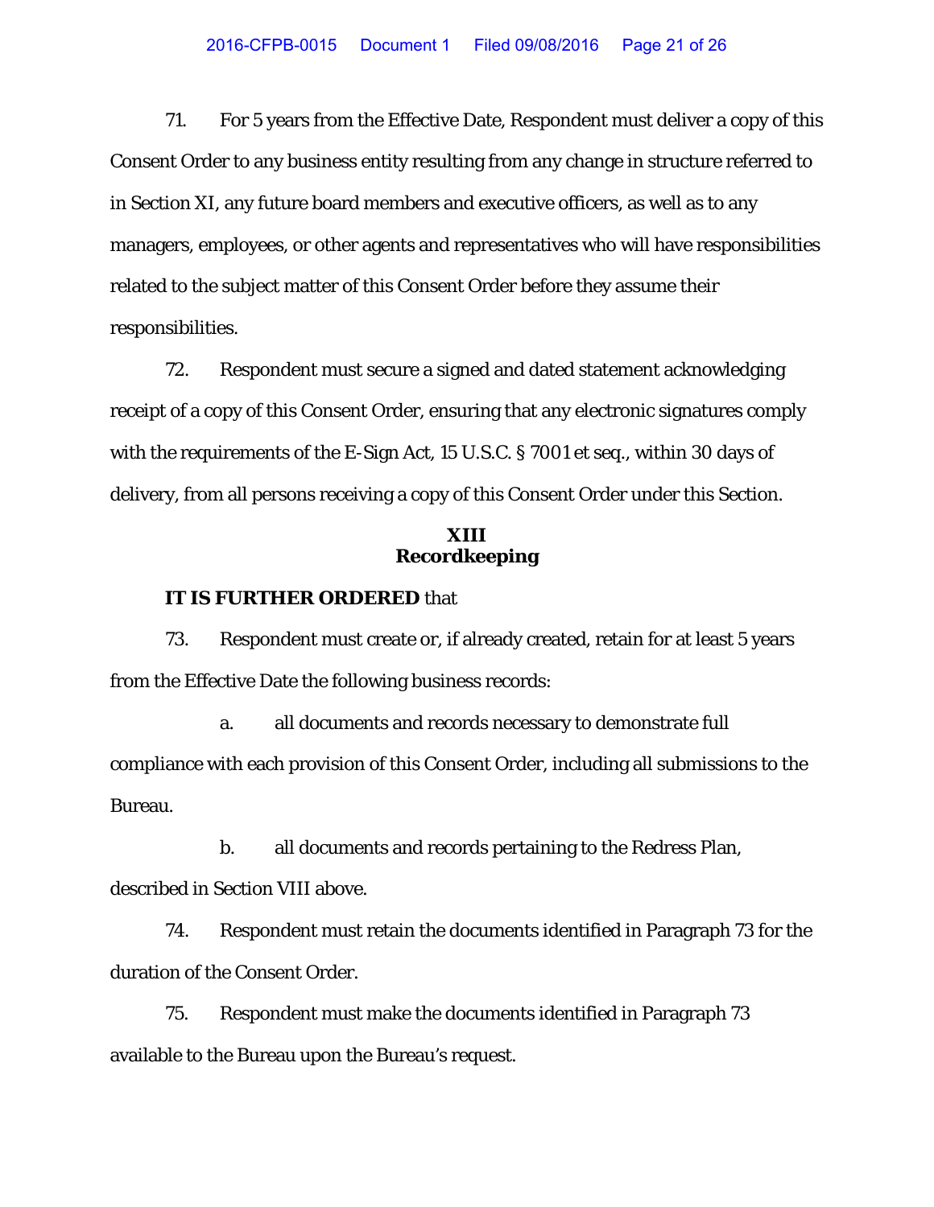71. For 5 years from the Effective Date, Respondent must deliver a copy of this Consent Order to any business entity resulting from any change in structure referred to in Section XI, any future board members and executive officers, as well as to any managers, employees, or other agents and representatives who will have responsibilities related to the subject matter of this Consent Order before they assume their responsibilities.

72. Respondent must secure a signed and dated statement acknowledging receipt of a copy of this Consent Order, ensuring that any electronic signatures comply with the requirements of the E-Sign Act, 15 U.S.C. § 7001 et seq., within 30 days of delivery, from all persons receiving a copy of this Consent Order under this Section.

## XIII
## Recordkeeping

**IT IS FURTHER ORDERED** that

73. Respondent must create or, if already created, retain for at least 5 years from the Effective Date the following business records:

a. all documents and records necessary to demonstrate full compliance with each provision of this Consent Order, including all submissions to the Bureau.

b. all documents and records pertaining to the Redress Plan, described in Section VIII above.

74. Respondent must retain the documents identified in Paragraph 73 for the duration of the Consent Order.

75. Respondent must make the documents identified in Paragraph 73 available to the Bureau upon the Bureau's request.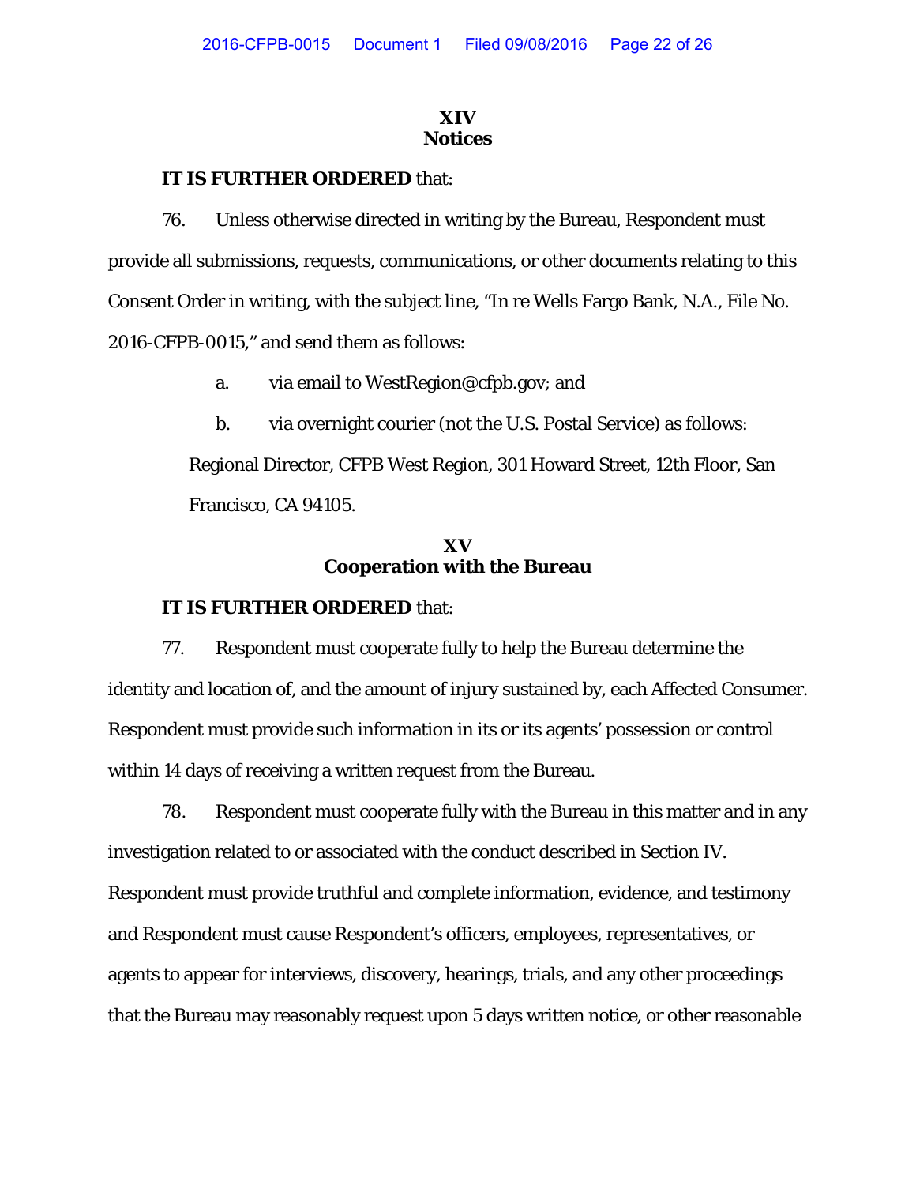## XIV
## Notices

**IT IS FURTHER ORDERED** that:

76. Unless otherwise directed in writing by the Bureau, Respondent must provide all submissions, requests, communications, or other documents relating to this Consent Order in writing, with the subject line, "In re Wells Fargo Bank, N.A., File No. 2016-CFPB-0015," and send them as follows:

a. via email to WestRegion@cfpb.gov; and

b. via overnight courier (not the U.S. Postal Service) as follows: Regional Director, CFPB West Region, 301 Howard Street, 12th Floor, San Francisco, CA 94105.

## XV
## Cooperation with the Bureau

**IT IS FURTHER ORDERED** that:

77. Respondent must cooperate fully to help the Bureau determine the identity and location of, and the amount of injury sustained by, each Affected Consumer. Respondent must provide such information in its or its agents' possession or control within 14 days of receiving a written request from the Bureau.

78. Respondent must cooperate fully with the Bureau in this matter and in any investigation related to or associated with the conduct described in Section IV. Respondent must provide truthful and complete information, evidence, and testimony and Respondent must cause Respondent's officers, employees, representatives, or agents to appear for interviews, discovery, hearings, trials, and any other proceedings that the Bureau may reasonably request upon 5 days written notice, or other reasonable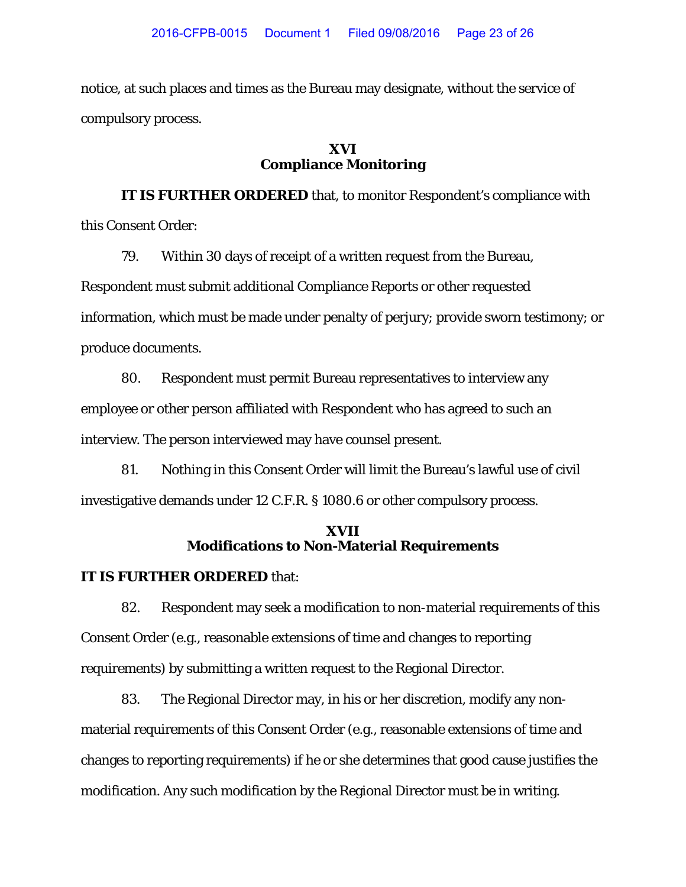notice, at such places and times as the Bureau may designate, without the service of compulsory process.

## XVI
## Compliance Monitoring

**IT IS FURTHER ORDERED** that, to monitor Respondent's compliance with this Consent Order:

79. Within 30 days of receipt of a written request from the Bureau, Respondent must submit additional Compliance Reports or other requested information, which must be made under penalty of perjury; provide sworn testimony; or produce documents.

80. Respondent must permit Bureau representatives to interview any employee or other person affiliated with Respondent who has agreed to such an interview. The person interviewed may have counsel present.

81. Nothing in this Consent Order will limit the Bureau's lawful use of civil investigative demands under 12 C.F.R. § 1080.6 or other compulsory process.

## XVII
## Modifications to Non-Material Requirements

**IT IS FURTHER ORDERED** that:

82. Respondent may seek a modification to non-material requirements of this Consent Order (e.g., reasonable extensions of time and changes to reporting requirements) by submitting a written request to the Regional Director.

83. The Regional Director may, in his or her discretion, modify any non-material requirements of this Consent Order (e.g., reasonable extensions of time and changes to reporting requirements) if he or she determines that good cause justifies the modification. Any such modification by the Regional Director must be in writing.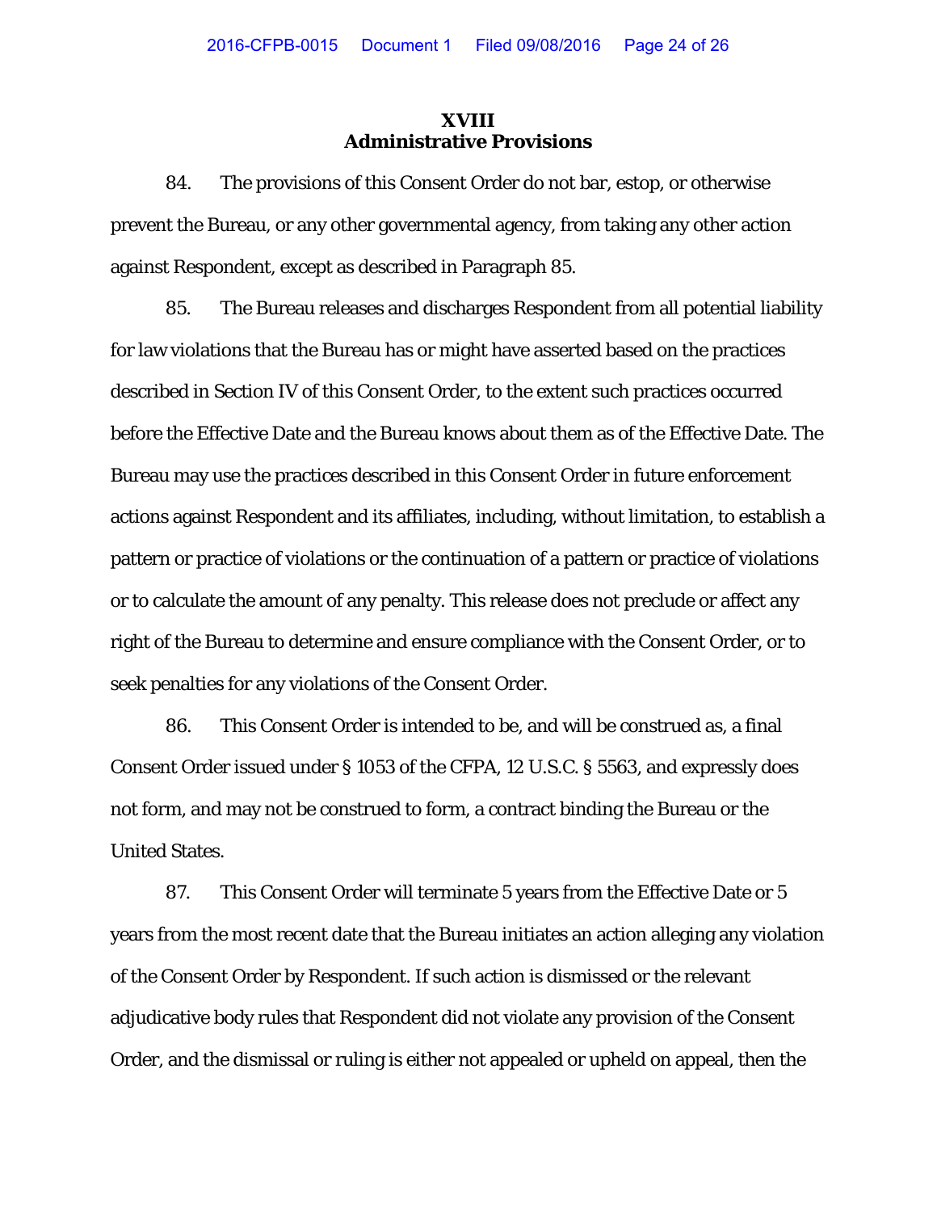## XVIII
## Administrative Provisions

84. The provisions of this Consent Order do not bar, estop, or otherwise prevent the Bureau, or any other governmental agency, from taking any other action against Respondent, except as described in Paragraph 85.

85. The Bureau releases and discharges Respondent from all potential liability for law violations that the Bureau has or might have asserted based on the practices described in Section IV of this Consent Order, to the extent such practices occurred before the Effective Date and the Bureau knows about them as of the Effective Date. The Bureau may use the practices described in this Consent Order in future enforcement actions against Respondent and its affiliates, including, without limitation, to establish a pattern or practice of violations or the continuation of a pattern or practice of violations or to calculate the amount of any penalty. This release does not preclude or affect any right of the Bureau to determine and ensure compliance with the Consent Order, or to seek penalties for any violations of the Consent Order.

86. This Consent Order is intended to be, and will be construed as, a final Consent Order issued under § 1053 of the CFPA, 12 U.S.C. § 5563, and expressly does not form, and may not be construed to form, a contract binding the Bureau or the United States.

87. This Consent Order will terminate 5 years from the Effective Date or 5 years from the most recent date that the Bureau initiates an action alleging any violation of the Consent Order by Respondent. If such action is dismissed or the relevant adjudicative body rules that Respondent did not violate any provision of the Consent Order, and the dismissal or ruling is either not appealed or upheld on appeal, then the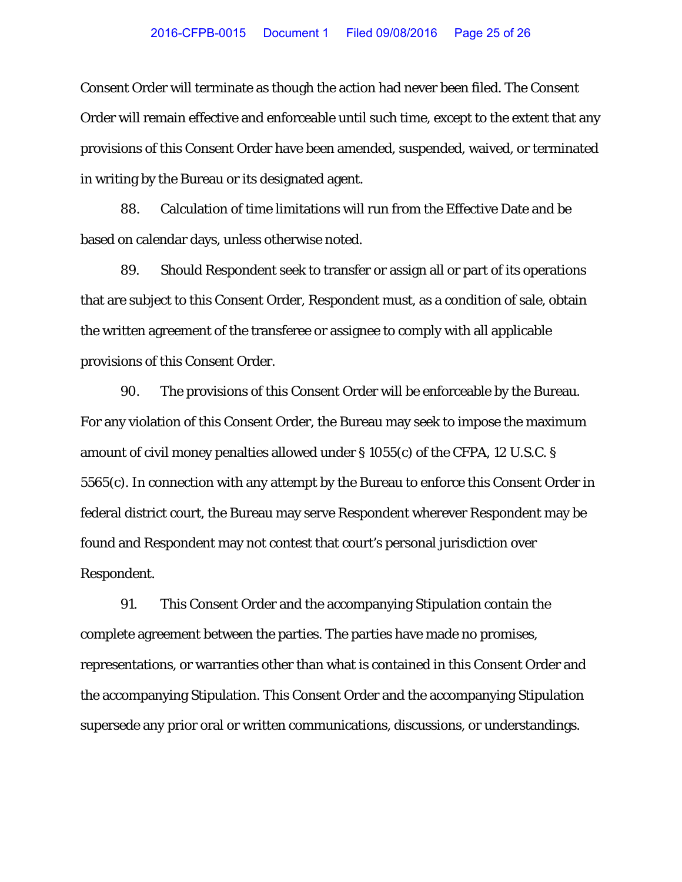Consent Order will terminate as though the action had never been filed. The Consent Order will remain effective and enforceable until such time, except to the extent that any provisions of this Consent Order have been amended, suspended, waived, or terminated in writing by the Bureau or its designated agent.

88. Calculation of time limitations will run from the Effective Date and be based on calendar days, unless otherwise noted.

89. Should Respondent seek to transfer or assign all or part of its operations that are subject to this Consent Order, Respondent must, as a condition of sale, obtain the written agreement of the transferee or assignee to comply with all applicable provisions of this Consent Order.

90. The provisions of this Consent Order will be enforceable by the Bureau. For any violation of this Consent Order, the Bureau may seek to impose the maximum amount of civil money penalties allowed under § 1055(c) of the CFPA, 12 U.S.C. § 5565(c). In connection with any attempt by the Bureau to enforce this Consent Order in federal district court, the Bureau may serve Respondent wherever Respondent may be found and Respondent may not contest that court's personal jurisdiction over Respondent.

91. This Consent Order and the accompanying Stipulation contain the complete agreement between the parties. The parties have made no promises, representations, or warranties other than what is contained in this Consent Order and the accompanying Stipulation. This Consent Order and the accompanying Stipulation supersede any prior oral or written communications, discussions, or understandings.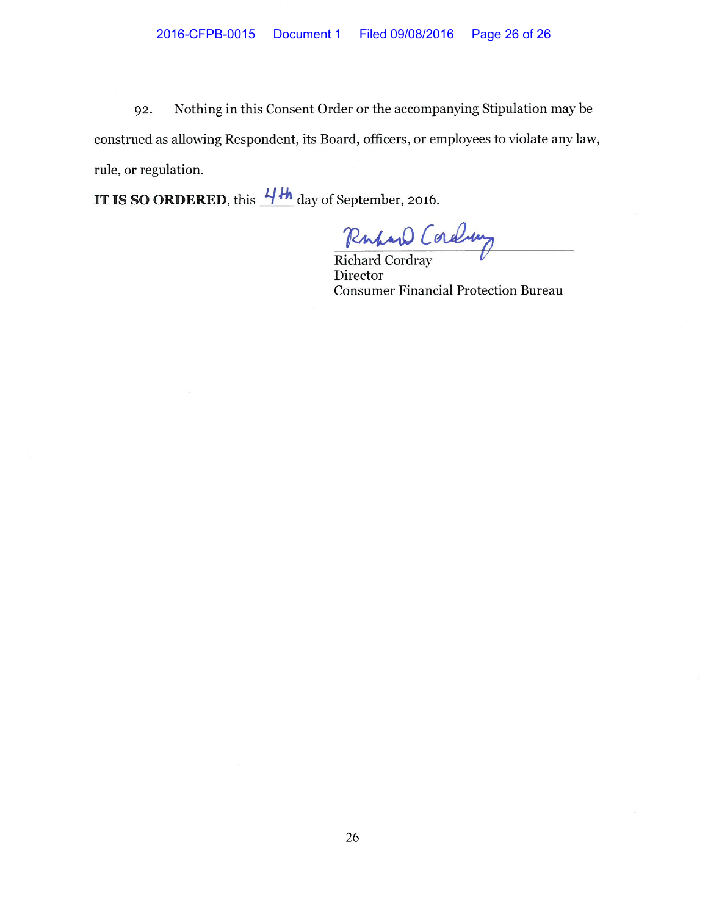92. Nothing in this Consent Order or the accompanying Stipulation may be construed as allowing Respondent, its Board, officers, or employees to violate any law, rule, or regulation.

**IT IS SO ORDERED**, this 4th day of September, 2016.

Richard Cordray
Director
Consumer Financial Protection Bureau